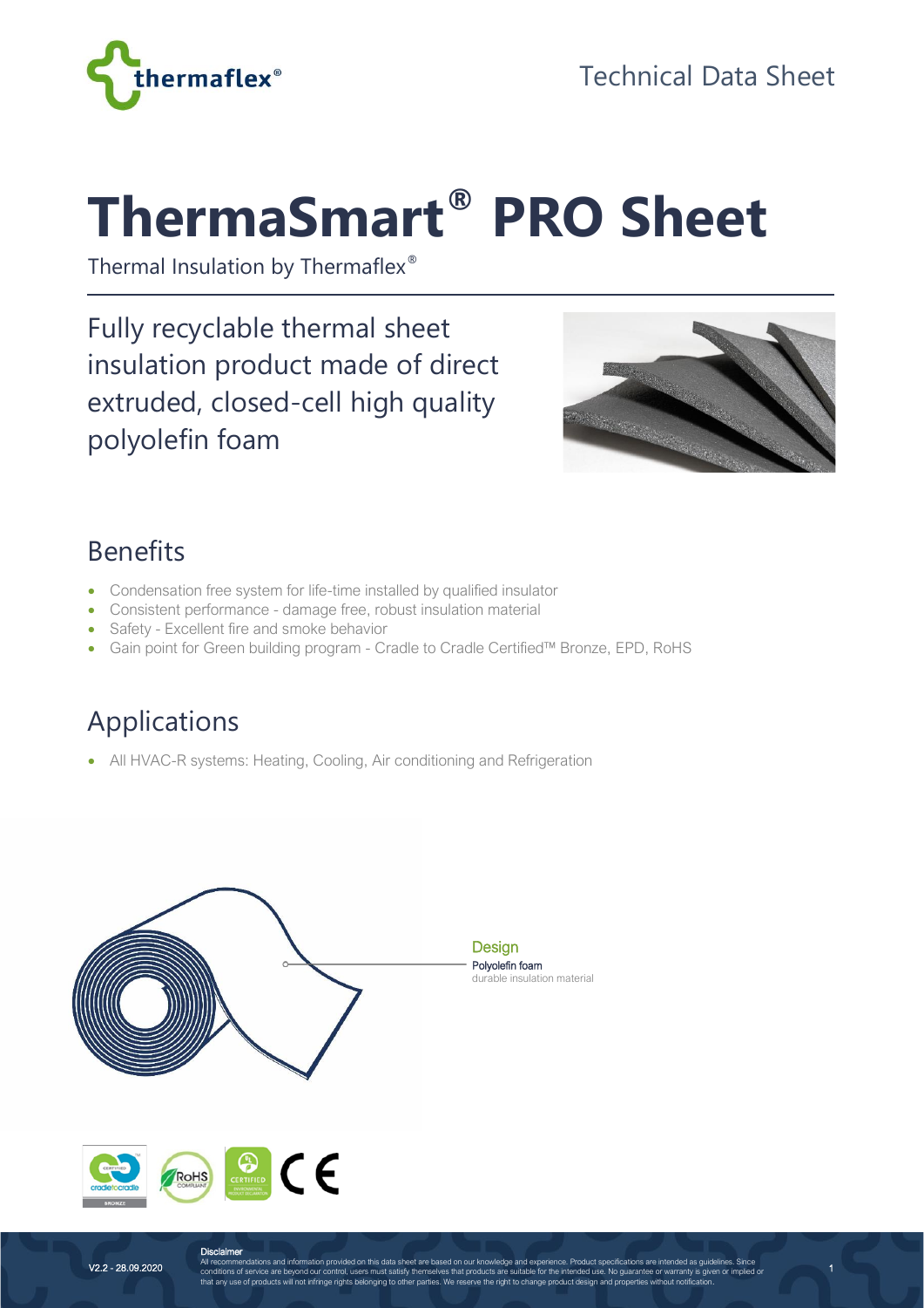Technical Data Sheet

# ThermaSmart® PRO Sheet

Thermal Insulation by Thermaflex®

Fully recyclable thermal sheet insulation product made of direct extruded, closed-cell high quality polyolefin foam

## Benefits

- Condensation free system for life-time installed by qualified insulator
- Consistent performance - damage free, robust insulation material
- Safety - Excellent fire and smoke behavior
- Gain point for Green building program - Cradle to Cradle Certified™ Bronze, EPD, RoHS

## Applications

- All HVAC-R systems: Heating, Cooling, Air conditioning and Refrigeration

**Design**

Polyolefin foam

durable insulation material

V2.2 - 28.09.2020

**Disclaimer**

All recommendations and information provided on this data sheet are based on our knowledge and experience. Product specifications are intended as guidelines. Since conditions of service are beyond our control, users must satisfy themselves that products are suitable for the intended use. No guarantee or warranty is given or implied or that any use of products will not infringe rights belonging to other parties. We reserve the right to change product design and properties without notification.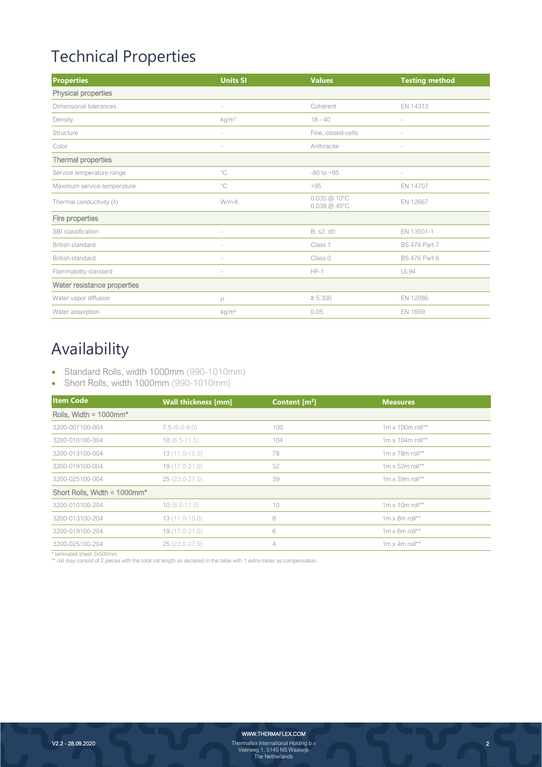# Technical Properties

| Properties | Units SI | Values | Testing method |
| --- | --- | --- | --- |
| Physical properties | | | |
| Dimensional tolerances | - | Coherent | EN 14313 |
| Density | kg/m³ | 18 - 40 | - |
| Structure | - | Fine, closed-cells | - |
| Color | - | Anthracite | - |
| Thermal properties | | | |
| Service temperature range | °C | -80 to +95 | - |
| Maximum service temperature | °C | +95 | EN 14707 |
| Thermal conductivity (λ) | W/m·K | 0.035 @ 10°C<br>0.038 @ 40°C | EN 12667 |
| Fire properties | | | |
| SBI classification | - | B, s2, d0 | EN 13501-1 |
| British standard | - | Class 1 | BS 476 Part 7 |
| British standard | - | Class 0 | BS 476 Part 6 |
| Flammability standard | - | HF-1 | UL94 |
| Water resistance properties | | | |
| Water vapor diffusion | μ | ≥ 5,300 | EN 12086 |
| Water absorption | kg/m² | 0.05 | EN 1609 |

# Availability

- Standard Rolls, width 1000mm (990-1010mm)
- Short Rolls, width 1000mm (990-1010mm)

| Item Code | Wall thickness [mm] | Content [m²] | Measures |
| --- | --- | --- | --- |
| Rolls, Width = 1000mm* | | | |
| 3200-007100-004 | 7.5 (6.0-9.0) | 100 | 1m x 100m roll** |
| 3200-010100-004 | 10 (8.5-11.5) | 104 | 1m x 104m roll** |
| 3200-013100-004 | 13 (11.0-15.0) | 78 | 1m x 78m roll** |
| 3200-019100-004 | 19 (17.0-21.0) | 52 | 1m x 52m roll** |
| 3200-025100-004 | 25 (23.0-27.0) | 39 | 1m x 39m roll** |
| Short Rolls, Width = 1000mm* | | | |
| 3200-010100-204 | 10 (8.5-11.5) | 10 | 1m x 10m roll** |
| 3200-013100-204 | 13 (11.0-15.0) | 8 | 1m x 8m roll** |
| 3200-019100-204 | 19 (17.0-21.0) | 6 | 1m x 6m roll** |
| 3200-025100-204 | 25 (23.0-27.0) | 4 | 1m x 4m roll** |

* laminated sheet 2x500mm

** roll may consist of 2 pieces with the total roll length as declared in the table with 1 extra meter as compensation.